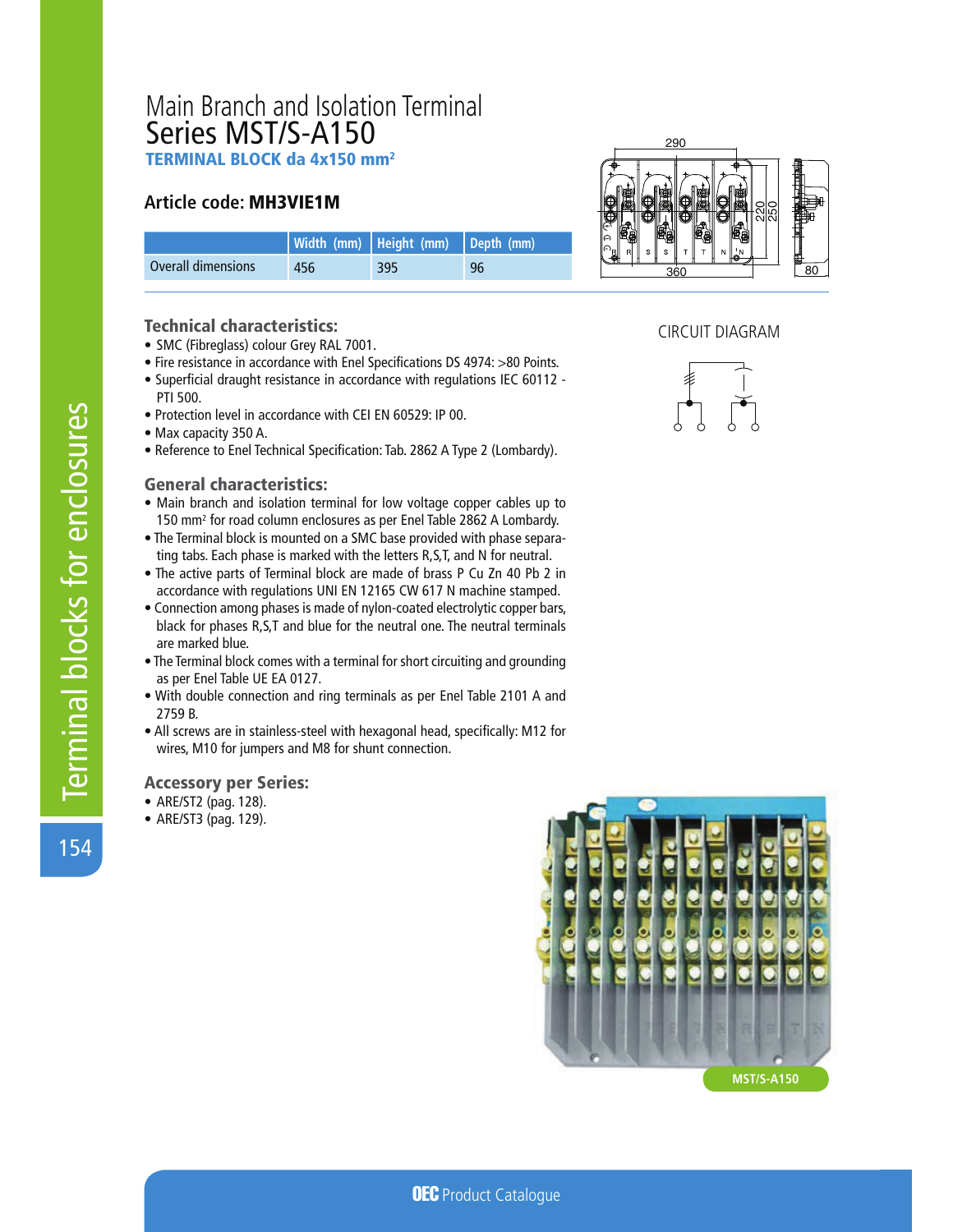# Main Branch and Isolation Terminal
# Series MST/S-A150

### TERMINAL BLOCK da 4x150 mm²

## Article code: MH3VIE1M

| | Width (mm) | Height (mm) | Depth (mm) |
|---|---|---|---|
| Overall dimensions | 456 | 395 | 96 |

CIRCUIT DIAGRAM

### Technical characteristics:

- SMC (Fibreglass) colour Grey RAL 7001.
- Fire resistance in accordance with Enel Specifications DS 4974: >80 Points.
- Superficial draught resistance in accordance with regulations IEC 60112 - PTI 500.
- Protection level in accordance with CEI EN 60529: IP 00.
- Max capacity 350 A.
- Reference to Enel Technical Specification: Tab. 2862 A Type 2 (Lombardy).

### General characteristics:

- Main branch and isolation terminal for low voltage copper cables up to 150 mm² for road column enclosures as per Enel Table 2862 A Lombardy.
- The Terminal block is mounted on a SMC base provided with phase separating tabs. Each phase is marked with the letters R,S,T, and N for neutral.
- The active parts of Terminal block are made of brass P Cu Zn 40 Pb 2 in accordance with regulations UNI EN 12165 CW 617 N machine stamped.
- Connection among phases is made of nylon-coated electrolytic copper bars, black for phases R,S,T and blue for the neutral one. The neutral terminals are marked blue.
- The Terminal block comes with a terminal for short circuiting and grounding as per Enel Table UE EA 0127.
- With double connection and ring terminals as per Enel Table 2101 A and 2759 B.
- All screws are in stainless-steel with hexagonal head, specifically: M12 for wires, M10 for jumpers and M8 for shunt connection.

### Accessory per Series:

- ARE/ST2 (pag. 128).
- ARE/ST3 (pag. 129).

MST/S-A150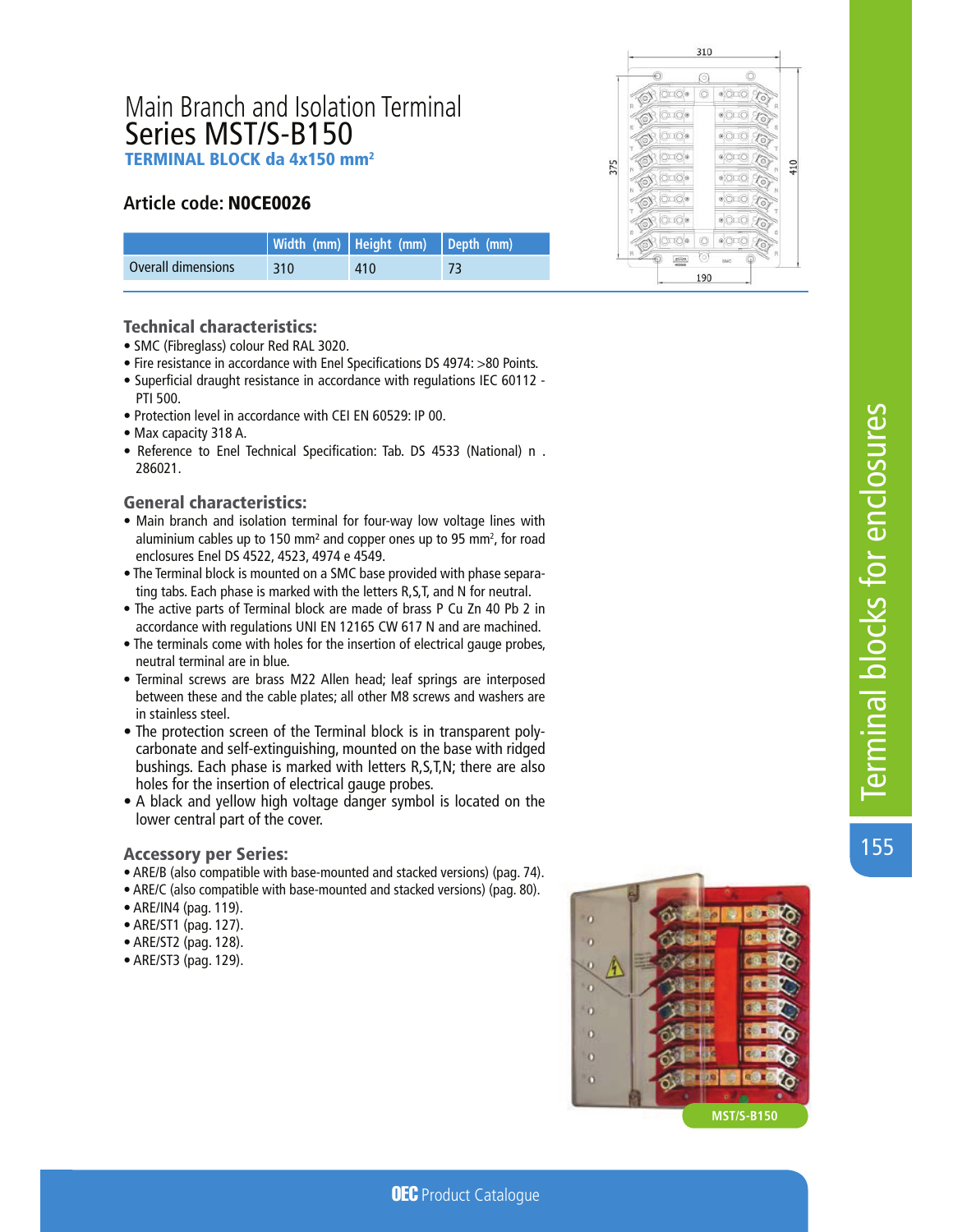# Main Branch and Isolation Terminal
# Series MST/S-B150

## TERMINAL BLOCK da 4x150 mm$^2$

### Article code: N0CE0026

| | Width (mm) | Height (mm) | Depth (mm) |
|---|---|---|---|
| Overall dimensions | 310 | 410 | 73 |

### Technical characteristics:

- SMC (Fibreglass) colour Red RAL 3020.
- Fire resistance in accordance with Enel Specifications DS 4974: >80 Points.
- Superficial draught resistance in accordance with regulations IEC 60112 - PTI 500.
- Protection level in accordance with CEI EN 60529: IP 00.
- Max capacity 318 A.
- Reference to Enel Technical Specification: Tab. DS 4533 (National) n . 286021.

### General characteristics:

- Main branch and isolation terminal for four-way low voltage lines with aluminium cables up to 150 mm$^2$ and copper ones up to 95 mm$^2$, for road enclosures Enel DS 4522, 4523, 4974 e 4549.
- The Terminal block is mounted on a SMC base provided with phase separating tabs. Each phase is marked with the letters R,S,T, and N for neutral.
- The active parts of Terminal block are made of brass P Cu Zn 40 Pb 2 in accordance with regulations UNI EN 12165 CW 617 N and are machined.
- The terminals come with holes for the insertion of electrical gauge probes, neutral terminal are in blue.
- Terminal screws are brass M22 Allen head; leaf springs are interposed between these and the cable plates; all other M8 screws and washers are in stainless steel.
- The protection screen of the Terminal block is in transparent polycarbonate and self-extinguishing, mounted on the base with ridged bushings. Each phase is marked with letters R,S,T,N; there are also holes for the insertion of electrical gauge probes.
- A black and yellow high voltage danger symbol is located on the lower central part of the cover.

### Accessory per Series:

- ARE/B (also compatible with base-mounted and stacked versions) (pag. 74).
- ARE/C (also compatible with base-mounted and stacked versions) (pag. 80).
- ARE/IN4 (pag. 119).
- ARE/ST1 (pag. 127).
- ARE/ST2 (pag. 128).
- ARE/ST3 (pag. 129).

310

375

410

190

MST/S-B150